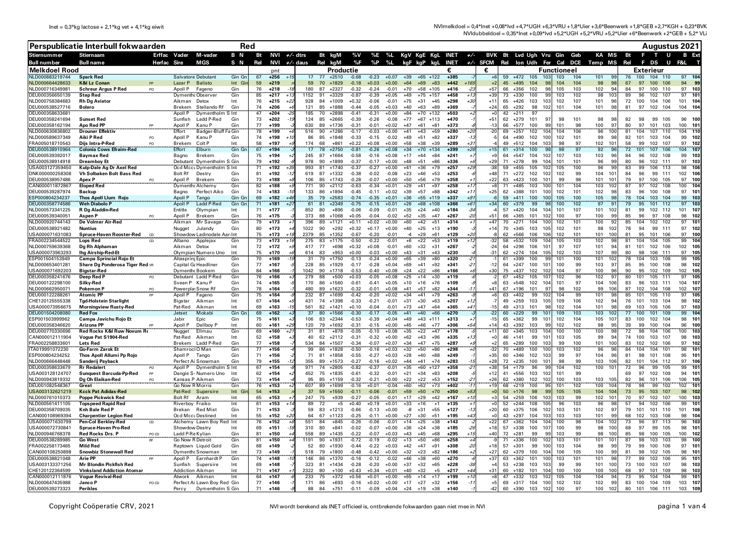Inet = 0,3*kg lactose + 2,1*kg vet + 4,1*kg eiwit

NVImelkdoel = 0,4*Inet +0,08*lvd +4,7*UGH +6,3*VRU +1,8*Uier +3,6*Beenwerk +1,8*GEB +2,7*KGH + 0,23*BVK

NVIdubbeldoel = 0,35*Inet +0,09*lvd +5,2*UGH +5,2*VRU +5,2*Uier +6*Beenwerk +2*GEB + 5,2* VLi

# Perspublicatie Interbull fokwaarden Red — Augustus 2021

| Stiernummer | Stiernaam | Erffac | Vader | M-vader | B N | Bt | NVI | +/- | dtrs | Bt | kgM | %V | %E | %L | KgV | KgE | KgL | INET | +/- | BVK | Bt | Lvd | Udh | Vru | Gin | Geb | KA | MS | Bt | F | T | U | B | Ext |
|---|---|---|---|---|---|---|---|---|---|---|---|---|---|---|---|---|---|---|---|---|---|---|---|---|---|---|---|---|---|---|---|---|---|---|
| Bull number | Bull name | Herfac | Sire | MGS | S N | Rel | NVI | +/- | daus | Rel | kgM | %F | %P | %L | kgF | kgP | kgL | INET | +/- | SFCM | Rel | lon | Udh | Fer | Cal | DCE | Temp | MS | Rel | F | DS | U | F&L | T |
| **Melkdoel Rood** | | | | | | | pnt | | | | **Productie** | | | | | | | € | | € | | | **Functioneel** | | | | | | | **Exterieur** | | | | |
| NLD000883219744 | Spark Red | | Salvatore | Debutant | Gin | 67 | +256 | +15 | 17 | 77 | +2510 | -0.68 | -0.23 | +0.07 | +39 | +65 | +122 | +385 | -7 | +6 | 59 | +472 | 105 | 103 | 103 | 104 | 101 | 99 | 76 | 100 | 104 | 110 | 97 | 104 |
| NLD000664428633 | K&I Lz Conan | PP | Lazar P | Balisto | Int Gin | 59 | +219 | | 59 | 70 | +1829 | -0.18 | +0.03 | +0.00 | +64 | +69 | +83 | +442 | +165 | +2 | 45 | +495 | 104 | 98 | 104 | 104 | 98 | 98 | 67 | 97 | 100 | 106 | 94 | 99 |
| NLD000716349981 | Schreur Argus P Red | PO | Apoll P | Fageno | Gin | 76 | +218 | -18 | 180 | 87 | +2327 | -0.32 | -0.24 | -0.01 | +70 | +58 | +105 | +416 | -23 | +57 | 66 | +356 | 102 | 98 | 105 | 103 | 102 | 94 | 84 | 97 | 100 | 110 | 97 | 103 |
| DEU000356650139 | Step Red | | Dymenth | Observer | Gin | 85 | +217 | +13 | 1152 | 91 | +3329 | -0.87 | -0.39 | +0.05 | +49 | +75 | +157 | +458 | +13 | +39 | 73 | +330 | 100 | 99 | 103 | 102 | 98 | 103 | 89 | 96 | 102 | 107 | 97 | 101 |
| NLD000758384683 | Rh Dg Aviator | | Aikman | Detox | Int | 76 | +215 | +22 | 928 | 84 | +1009 | +0.32 | -0.06 | -0.01 | +75 | +31 | +45 | +298 | +30 | +11 | 65 | +426 | 103 | 103 | 102 | 107 | 101 | 96 | 72 | 100 | 104 | 106 | 101 | 104 |
| DEU000358527716 | Bolero | | Brekem | Stellando Rf | Gin | 74 | +206 | +6 | 121 | 85 | +1888 | -0.44 | -0.05 | +0.03 | +40 | +63 | +89 | +369 | -7 | +24 | 65 | +292 | 98 | 102 | 101 | 104 | 101 | 98 | 81 | 97 | 102 | 104 | 104 | 104 |
| DEU000358633681 | | | Apoll P | Dymentholm S | Int | 47 | +204 | -25 | 185 | 70 | +2898 | -0.41 | -0.31 | +0.00 | +84 | +70 | +132 | +503 | +2 | +0 | 42 | +211 | 97 | | | | | | | | | | | |
| DEU000358241694 | Sunset Red | | Apoll P | Ladd P-Red | Gin | 73 | +202 | -19 | 124 | 85 | +2665 | -0.39 | -0.26 | -0.08 | +77 | +67 | +113 | +470 | -7 | +51 | 62 | +279 | 101 | 97 | 98 | 101 | 98 | 98 | 82 | 98 | 99 | 105 | 96 | 100 |
| DEU000358162194 | Apo Red PP | PP | Apoll P | Kanu P | Gin | 77 | +199 | | 630 | 89 | +1736 | -0.31 | -0.01 | +0.02 | +47 | +61 | +81 | +373 | | -13 | 66 | +577 | 100 | 99 | 101 | 98 | 100 | 97 | 80 | 97 | 101 | 103 | 100 | 101 |
| NLD000630836802 | Drouner Effektiv | | Effort | Badger-Bluff Fa | Gin | 78 | +199 | +6 | 516 | 90 | +1286 | -0.17 | -0.03 | +0.00 | +41 | +43 | +59 | +280 | +20 | -20 | 69 | +257 | 102 | 104 | 104 | 106 | 96 | 100 | 81 | 104 | 107 | 110 | 104 | 110 |
| NLD000589637349 | Aiki P Red | PO | Apoll P | Kanu P | Gin | 74 | +198 | +10 | 86 | 85 | +1848 | -0.33 | -0.15 | -0.02 | +49 | +51 | +82 | +337 | -13 | -5 | 64 | +490 | 102 | 100 | 102 | 101 | 99 | 98 | 82 | 101 | 103 | 104 | 99 | 102 |
| FRA005018710543 | Dijs Intra-P-Red | PO | Brekem | Colt P | Int | 58 | +197 | +9 | 174 | 68 | +861 | +0.22 | +0.08 | +0.00 | +58 | +38 | +39 | +289 | +31 | -4 | 49 | +512 | 104 | 103 | 98 | 97 | 102 | 101 | 58 | 99 | 102 | 107 | 97 | 102 |
| DEU000358910964 | Colonia Cows Efraim-Red | | Effort | Elburn | Gin Gin | 67 | +194 | | 17 | 78 | +2750 | -0.81 | -0.26 | +0.08 | +34 | +70 | +134 | +399 | +26 | +15 | 61 | +314 | 100 | 98 | 98 | 97 | 92 | 96 | 72 | 101 | 107 | 106 | 104 | 107 |
| DEU000539392017 | Baymax Red | | Bagno | Brekem | Gin | 75 | +194 | +9 | 245 | 87 | +1664 | -0.58 | -0.16 | +0.08 | +17 | +44 | +84 | +241 | +7 | +9 | 64 | +547 | 104 | 102 | 107 | 103 | 103 | 96 | 84 | 96 | 102 | 108 | 99 | 103 |
| DEU000538914918 | Dreamboy Et | | Debutant | Dymentholm S | Gin | 79 | +192 | -8 | 978 | 90 | +1899 | -0.37 | -0.17 | -0.00 | +48 | +51 | +86 | +336 | +6 | +29 | 71 | +278 | 99 | 104 | 101 | 101 | 96 | 99 | 80 | 96 | 102 | 111 | 97 | 103 |
| USA003127359450 | Kulp-Dale Ag Dr Axel Red | | Ocd Mccu | Dymentholm S | Int | 71 | +192 | +35 | 993 | 81 | +1740 | -0.37 | -0.27 | +0.00 | +41 | +36 | +79 | +257 | +29 | -38 | 59 | +455 | 105 | 102 | 105 | 100 | 96 | 99 | 83 | 99 | 106 | 113 | 98 | 106 |
| DNK000000258308 | Vh Solbakken Bolt Bass Red | | Bolt Rf | Destry | Gin | 81 | +192 | -12 | 619 | 87 | +1332 | -0.38 | -0.02 | -0.08 | +23 | +46 | +53 | +253 | | +48 | 71 | +272 | 102 | 102 | 102 | 99 | 104 | 101 | 84 | 96 | 99 | 111 | 102 | 106 |
| DEU000358957486 | Apex P | PO | Apoll P | Brekem | Gin | 73 | +188 | +8 | 106 | 85 | +1743 | -0.28 | -0.07 | +0.00 | +50 | +56 | +79 | +358 | +1 | +22 | 63 | +423 | 100 | 101 | 99 | 98 | 101 | 101 | 79 | 97 | 100 | 105 | 97 | 100 |
| CAN000011872867 | Eloped Red | | Dymenth | Alchemy | Gin | 82 | +188 | | 771 | 90 | +2112 | -0.63 | -0.34 | +0.01 | +29 | +41 | +97 | +258 | +17 | +8 | 71 | +485 | 103 | 100 | 101 | 104 | 103 | 102 | 87 | 97 | 102 | 108 | 100 | 104 |
| DEU000539287974 | Backup | | Bagno | Perfect Aiko | Gin | 74 | +183 | -10 | 133 | 86 | +1894 | -0.45 | -0.11 | +0.02 | +39 | +57 | +88 | +342 | +11 | +25 | 62 | +388 | 101 | 100 | 102 | 101 | 102 | 98 | 83 | 96 | 100 | 108 | 97 | 101 |
| ESP000804234237 | Thos Apoll Llum Rojo | | Apoll P | Tango | Gin Gin | 69 | +182 | +46 | 35 | 79 | +2583 | -0.74 | -0.35 | +0.01 | +36 | +55 | +119 | +337 | +91 | -6 | 59 | +411 | 100 | 100 | 105 | 100 | 105 | 98 | 78 | 104 | 103 | 104 | 99 | 103 |
| DEU000358774586 | Weh Diabolo P | | Apoll P | Ladd P-Red | Gin Gin | 71 | +181 | +2 | 61 | 81 | +2349 | -0.75 | -0.15 | +0.01 | +26 | +68 | +108 | +366 | +61 | +31 | 60 | +379 | 99 | 98 | 100 | 102 | 97 | 91 | 79 | 95 | 101 | 113 | 97 | 103 |
| NLD000573341225 | R Dg Aladdin-Red | | Entitle | Olympian | Int | 71 | +177 | | 852 | 80 | +896 | -0.06 | -0.09 | -0.01 | +35 | +24 | +40 | +184 | -34 | -4 | 57 | +420 | 104 | 104 | 101 | 107 | 101 | 102 | 81 | 99 | 102 | 112 | 101 | 107 |
| DEU000539340051 | Aspen P | PO | Apoll P | Brekem | Gin | 76 | +175 | | 373 | 88 | +1068 | +0.05 | -0.04 | -0.02 | +52 | +35 | +47 | +267 | -20 | +51 | 66 | +365 | 101 | 102 | 100 | 97 | 100 | 99 | 85 | 96 | 97 | 108 | 98 | 102 |
| NLD000920744143 | De Volmer Air-Red | | Aikman | Mr Savage | Gin | 79 | +173 | +7 | 396 | 89 | +1121 | +0.11 | +0.02 | +0.00 | +60 | +42 | +51 | +314 | +1 | +47 | 70 | +271 | 104 | 100 | 102 | 101 | 100 | 92 | 85 | 104 | 102 | 102 | 97 | 101 |
| DEU000538921482 | Nuntius | | Nugget | Julandy | Gin | 80 | +173 | +4 | 1022 | 90 | +292 | +0.32 | +0.17 | +0.00 | +40 | +25 | +13 | +190 | -3 | +14 | 70 | +345 | 103 | 105 | 102 | 101 | 98 | 102 | 78 | 94 | 99 | 111 | 97 | 102 |
| USA000071631083 | Spruce-Haven Rooster-Red | CD | Showdow | Ladinodale Aar | Int | 75 | +173 | +18 | 2379 | 85 | +1352 | -0.67 | -0.20 | -0.01 | -4 | +29 | +61 | +129 | +20 | -8 | 62 | +566 | 106 | 106 | 102 | 101 | 101 | 100 | 81 | 95 | 101 | 106 | 97 | 100 |
| FRA002234544522 | Lops Red | CD | Albano | Applejax | Gin | 73 | +173 | +16 | 275 | 83 | +1175 | -0.50 | -0.22 | -0.01 | +6 | +22 | +53 | +119 | +12 | -32 | 58 | +532 | 109 | 104 | 105 | 103 | 102 | 98 | 81 | 104 | 104 | 105 | 99 | 104 |
| NLD000759639368 | Dg Rh Alphaman | | Aikman | Detox | Int | 72 | +172 | +9 | 417 | 77 | +698 | +0.32 | +0.08 | -0.01 | +60 | +32 | +31 | +267 | | -24 | 64 | +296 | 106 | 101 | 97 | 107 | 101 | 94 | 81 | 101 | 102 | 106 | 102 | 105 |
| USA000073963293 | Ing Airship-Red-Et | | Olympian | Numero Uno | Int | 70 | +170 | +6 | 614 | 83 | +953 | +0.00 | -0.03 | +0.00 | +43 | +31 | +43 | +230 | | -31 | 62 | +274 | 104 | 105 | 102 | 103 | 107 | 99 | 80 | 98 | 106 | 111 | 97 | 105 |
| ESP001504153949 | Campa Sprincial Rojo Et | | Altaspring | Epic | Gin | 70 | +169 | -19 | 31 | 79 | +1750 | -0.13 | -0.24 | +0.00 | +65 | +39 | +80 | +320 | -21 | -1 | 61 | +399 | 100 | 99 | 101 | 100 | 101 | 102 | 78 | 104 | 103 | 108 | 99 | 105 |
| NLD000653401281 | Share Dg Ponderosa Tiger Red | VR | Capital G | Headliner | Gin | 77 | +167 | | 228 | 85 | +1929 | -0.17 | -0.28 | +0.04 | +69 | +41 | +92 | +341 | -21 | -12 | 64 | +247 | 100 | 101 | 100 | 99 | 103 | 97 | 85 | 95 | 100 | 108 | 98 | 102 |
| USA000071692203 | Bigstar-Red | | Dymenth | Bookem | Gin | 84 | +166 | | 1042 | 90 | +1718 | -0.53 | -0.40 | +0.08 | +24 | +22 | +86 | +166 | +6 | +30 | 75 | +437 | 102 | 102 | 104 | 97 | 100 | 96 | 90 | 95 | 102 | 109 | 102 | 105 |
| DEU000358241676 | Deep Red P | PO | Debutant | Ladd P-Red | Gin | 76 | +166 | +3 | 279 | 88 | +500 | +0.03 | -0.05 | +0.08 | +25 | +14 | +30 | +119 | +6 | -2 | 67 | +452 | 105 | 107 | 102 | 96 | 102 | 97 | 80 | 101 | 105 | 111 | 97 | 105 |
| DEU000122298100 | Silky-Red | | Sveen P | Kanu P | Gin | 74 | +165 | | 170 | 86 | +1560 | -0.61 | -0.41 | +0.05 | +10 | +16 | +76 | +109 | | +8 | 63 | +548 | 102 | 104 | 101 | 97 | 104 | 106 | 83 | 96 | 103 | 111 | 104 | 107 |
| NLD000682950071 | Pokemon P | PO | Powerpla | Snow Rf | Gin | 78 | +164 | -1 | 480 | 89 | +1623 | -0.32 | -0.01 | +0.08 | +41 | +57 | +82 | +344 | -1 | +41 | 67 | +196 | 101 | 97 | 98 | 102 | 99 | 106 | 87 | 102 | 104 | 108 | 102 | 107 |
| DEU000122288261 | Atomic PP | PP | Apoll P | Fageno | Gin | 75 | +164 | | 232 | 87 | +1699 | -0.42 | -0.20 | +0.02 | +34 | +41 | +79 | +263 | -9 | +6 | 63 | +402 | 99 | 102 | 104 | 99 | 101 | 98 | 85 | 101 | 105 | 110 | 97 | 105 |
| CHE120125555338 | Tgd-Holstein Starlight | | Bigstar | Aikman | Int | 67 | +164 | +5 | 431 | 74 | +1398 | -0.33 | -0.21 | -0.01 | +31 | +30 | +63 | +207 | +12 | -7 | 49 | +259 | 103 | 105 | 109 | 106 | 102 | 94 | 76 | 101 | 103 | 104 | 98 | 102 |
| USA000073956675 | Morningview Rusty-Red | | Pat-Red | Aikman | Int | 69 | +163 | -15 | 561 | 82 | +1421 | +0.10 | -0.04 | -0.01 | +73 | +47 | +64 | +365 | +41 | -15 | 49 | +313 | 101 | 98 | 102 | 104 | 101 | 98 | 69 | 103 | 105 | 106 | 97 | 103 |
| DEU001504208080 | Red Fox | | Jetset | Mokabi | Gin Gin | 69 | +162 | +3 | 37 | 80 | +1566 | -0.30 | -0.17 | -0.05 | +41 | +40 | +66 | +270 | +3 | -22 | 60 | +229 | 99 | 101 | 109 | 103 | 103 | 102 | 77 | 100 | 101 | 109 | 99 | 104 |
| ESP001503999962 | Campa Javichu Rojo Et | | Jabir | Epic | Gin | 75 | +161 | +3 | 106 | 83 | +2344 | -0.53 | -0.39 | +0.04 | +49 | +43 | +111 | +313 | +7 | -15 | 65 | +362 | 99 | 101 | 102 | 104 | 105 | 107 | 83 | 100 | 102 | 104 | 98 | 101 |
| DEU000358346620 | Arizona PP | PP | Apoll P | Dellboy P | Int | 60 | +161 | +29 | 120 | 79 | +1692 | -0.31 | -0.15 | +0.00 | +45 | +46 | +77 | +306 | +54 | +14 | 43 | +392 | 103 | 99 | 102 | 102 | 98 | 95 | 39 | 99 | 100 | 104 | 96 | 100 |
| DEU000770330696 | Red Rocks K&I Ruw Novum Re | | Nugget | Ellmau | Gin | 69 | +160 | +21 | 31 | 81 | +878 | -0.05 | -0.10 | +0.08 | +35 | +22 | +47 | +178 | -5 | +11 | 60 | +345 | 103 | 104 | 100 | 100 | 100 | 98 | 72 | 98 | 104 | 106 | 100 | 103 |
| CAN000012111904 | Vogue Pat S1904-Red | | Pat-Red | Aikman | Int | 52 | +158 | +3 | 40 | 62 | +2112 | -0.31 | -0.32 | +0.00 | +62 | +43 | +96 | +325 | +8 | +0 | 46 | +141 | 99 | 101 | 103 | 105 | 99 | 94 | 74 | 100 | 103 | 107 | 98 | 102 |
| FRA002258833601 | Lets Red | | Brekem | Ladd P-Red | Gin | 77 | +158 | +7 | 534 | 84 | +1507 | -0.34 | -0.07 | +0.07 | +34 | +47 | +75 | +287 | +9 | +2 | 65 | +289 | 100 | 103 | 99 | 100 | 101 | 100 | 83 | 102 | 102 | 106 | 97 | 102 |
| ITA019991072230 | Go-Farm Zarok Et | | Shamroc | O Man | Gin | 77 | +156 | -7 | 99 | 86 | +1828 | -0.50 | -0.16 | +0.03 | +32 | +50 | +86 | +298 | +0 | -32 | 70 | +489 | 100 | 100 | 103 | 102 | 96 | 96 | 84 | 104 | 104 | 101 | 98 | 101 |
| ESP000804234252 | Thos Apoll Allumi Pp Rojo | | Apoll P | Tango | Gin | 71 | +156 | +8 | 71 | 81 | +1858 | -0.55 | -0.27 | +0.03 | +28 | +40 | +88 | +249 | -5 | +35 | 60 | +346 | 102 | 103 | 99 | 97 | 104 | 96 | 81 | 98 | 101 | 108 | 95 | 101 |
| NLD000666448448 | Sanderij Payback | | Perfect A | Snowman | Gin | 79 | +155 | -12 | 355 | 89 | +1573 | -0.27 | -0.16 | +0.02 | +44 | +41 | +74 | +283 | -15 | +28 | 72 | +235 | 100 | 101 | 98 | 99 | 103 | 106 | 82 | 101 | 104 | 112 | 97 | 106 |
| DEU000358633679 | Rr Redalert | PO | Apoll P | Dymentholm S | Int | 67 | +154 | -8 | 971 | 74 | +2805 | -0.82 | -0.37 | -0.01 | +35 | +60 | +127 | +358 | -21 | +38 | 54 | +179 | 96 | 99 | 104 | 102 | 100 | 101 | 72 | 96 | 99 | 105 | 99 | 101 |
| USA003128124707 | Sunquest Barcuda-Pp-Red | PP | Dangie S | Numero Uno | Int | 62 | +154 | +9 | 452 | 75 | +1835 | -0.61 | -0.32 | -0.01 | +21 | +34 | +83 | +208 | -5 | +12 | 41 | +556 | 103 | 102 | 101 | 99 | | | 69 | 97 | 102 | 109 | 94 | 101 |
| NLD000948319332 | Dg Oh Elaikan-Red | PO | Kansas P | Aikman | Gin | 73 | +154 | +5 | 95 | 85 | +1159 | -0.32 | -0.21 | +0.00 | +22 | +22 | +53 | +152 | -27 | +26 | 62 | +380 | 102 | 102 | 100 | 103 | 103 | 105 | 82 | 96 | 101 | 106 | 106 | 105 |
| DEU001082548367 | Great | | Go Now R | Morris | Gin | 76 | +153 | +2 | 607 | 89 | +1699 | -0.16 | +0.01 | -0.04 | +60 | +62 | +73 | +402 | -11 | +19 | 68 | +219 | 100 | 95 | 101 | 102 | 100 | 104 | 78 | 98 | 99 | 102 | 102 | 101 |
| USA003132612219 | Kcck Pat Adidas-Red | | Pat-Red | Supersire | Int Gin | 54 | +153 | | 37 | 59 | +1550 | -0.11 | -0.06 | -0.01 | +59 | +50 | +70 | +350 | +53 | +0 | 50 | +176 | 98 | 99 | 105 | 105 | 104 | 104 | 73 | 95 | 103 | 107 | 98 | 102 |
| NLD000761010373 | Poppe Pickwick Red | | Bolt Rf | Aram | Int | 65 | +153 | +3 | 247 | 75 | +939 | -0.27 | -0.05 | -0.01 | +17 | +29 | +42 | +167 | +10 | +3 | 54 | +259 | 106 | 103 | 103 | 99 | 102 | 101 | 70 | 97 | 102 | 107 | 100 | 103 |
| NLD000561411105 | Topspeed Rapid Red | | Riverboy | Fraiko | Int | 61 | +153 | +14 | 89 | 72 | +5 | +0.40 | +0.19 | +0.01 | +33 | +16 | +1 | +135 | +1 | +0 | 52 | +244 | 108 | 105 | 96 | 103 | 96 | 98 | 57 | 94 | 102 | 106 | 99 | 101 |
| DEU000358709035 | Knh Bale Red P | | Brekan | Red Mist | Gin | 71 | +153 | | 59 | 83 | +1213 | -0.66 | -0.13 | +0.00 | -8 | +31 | +55 | +127 | -13 | +20 | 60 | +375 | 106 | 102 | 103 | 101 | 102 | 97 | 79 | 101 | 101 | 110 | 101 | 106 |
| CAN000108969394 | Charpentier Legion Red | | Ocd Mccu | Detox | Int | 55 | +152 | +20 | 64 | 67 | +1123 | -0.25 | -0.11 | +0.00 | +27 | +30 | +51 | +195 | +43 | +0 | 43 | +297 | 104 | 103 | 103 | 101 | 99 | | 68 | 102 | 103 | 108 | 98 | 104 |
| USA000071630799 | Pen-Col Berkley-Red | CD | Alchemy | Lawn Boy Red | Int | 76 | +152 | +6 | 551 | 84 | +845 | -0.26 | -0.06 | -0.01 | +14 | +25 | +38 | +143 | -2 | +22 | 67 | +362 | 104 | 104 | 100 | 98 | 104 | 102 | 73 | 96 | 97 | 113 | 96 | 103 |
| USA000072730841 | Spruce-Haven Pro-Red | | Showdow | Destry | Int | 69 | +151 | -18 | 310 | 80 | +841 | -0.02 | -0.07 | +0.00 | +36 | +24 | +38 | +185 | -26 | +18 | 57 | +338 | 100 | 107 | 100 | 99 | 98 | 100 | 68 | 97 | 99 | 105 | 98 | 101 |
| NLD000946768378 | Red Rocks Drs. P | PO CD | Ladd P-Re | Kylian | Gin | 81 | +150 | +4 | 558 | 89 | +1435 | -0.22 | -0.07 | +0.03 | +43 | +45 | +68 | +295 | +15 | +40 | 72 | +281 | 99 | 99 | 103 | 99 | 98 | 100 | 85 | 98 | 100 | 105 | 100 | 101 |
| DEU000538289985 | Go West | RF | Go Now R | Detroit | Gin | 81 | +150 | +4 | 1191 | 90 | +1931 | -0.72 | -0.19 | -0.02 | +13 | +50 | +86 | +258 | +4 | -9 | 71 | +336 | 100 | 102 | 103 | 101 | 103 | 100 | 87 | 98 | 103 | 103 | 98 | 100 |
| FRA002258173465 | Mild Red | | Raptown | Liquid Gold | Gin | 68 | +149 | -2 | 52 | 80 | +1930 | -0.44 | -0.22 | +0.03 | +42 | +47 | +91 | +308 | -20 | +18 | 57 | +301 | 99 | 100 | 103 | 104 | 98 | 99 | 79 | 99 | 100 | 106 | 97 | 101 |
| CAN000108250898 | Snowbiz Stonewall Red | | Dymenth | Snowman | Int | 73 | +149 | | 518 | 79 | +1800 | -0.48 | -0.42 | +0.00 | +32 | +23 | +82 | +186 | +2 | +27 | 62 | +379 | 100 | 104 | 106 | 105 | 100 | 101 | 88 | 98 | 102 | 105 | 98 | 101 |
| DEU000538821048 | Arie PP | PP | Apoll P | Earnhardt P | Gin | 74 | +148 | -10 | 146 | 86 | +1370 | -0.16 | -0.12 | -0.02 | +46 | +38 | +60 | +270 | -6 | +37 | 63 | +362 | 101 | 100 | 103 | 101 | 101 | 98 | 77 | 99 | 102 | 106 | 95 | 101 |
| USA003133371256 | Mr Blondin Pickfish Red | | Sunfish | Supersire | Int | 69 | +148 | -3 | 323 | 81 | +1434 | -0.28 | -0.20 | +0.00 | +37 | +32 | +65 | +228 | -38 | +4 | 53 | +238 | 103 | 103 | 99 | 99 | 101 | 100 | 73 | 100 | 103 | 107 | 97 | 102 |
| CHE120122364599 | Vinksland Addiction Atomar | | Addiction | Aikman | Int | 71 | +147 | | 2322 | 80 | +100 | +0.43 | +0.34 | +0.01 | +40 | +32 | +5 | +217 | +44 | +31 | 60 | +182 | 101 | 104 | 101 | 100 | 101 | 100 | 68 | 97 | 101 | 109 | 98 | 101 |
| CAN000012111876 | Vogue Revival-Red | | Atwork | Aikman | Int | 64 | +147 | +6 | 233 | 75 | +372 | +0.56 | +0.01 | +0.00 | +65 | +14 | +17 | +199 | +10 | +8 | 47 | +332 | 103 | 102 | 105 | 104 | 104 | 94 | 73 | 95 | 104 | 104 | 99 | 101 |
| NLD000647435988 | Janco P | PO CD | Perfect A | Lawn Boy Red | Gin | 77 | +146 | +3 | 171 | 86 | +693 | -0.16 | +0.02 | +0.00 | +17 | +27 | +32 | +156 | -11 | +5 | 69 | +317 | 104 | 100 | 102 | 102 | 100 | 99 | 83 | 100 | 104 | 109 | 103 | 107 |
| DEU000539273323 | Perikles | | Percy | Dymentholm S | Gin | 71 | +146 | | 88 | 84 | +751 | -0.11 | -0.09 | +0.04 | +24 | +19 | +38 | +140 | | -42 | 60 | +390 | 103 | 102 | 100 | 97 | 100 | 102 | 80 | 101 | 106 | 111 | 103 | 109 |

Copyright Coöperatie CRV, 2021

NVI wordt berekend als INET officieel is, ontbrekende fokwaarden gaan niet mee in NVI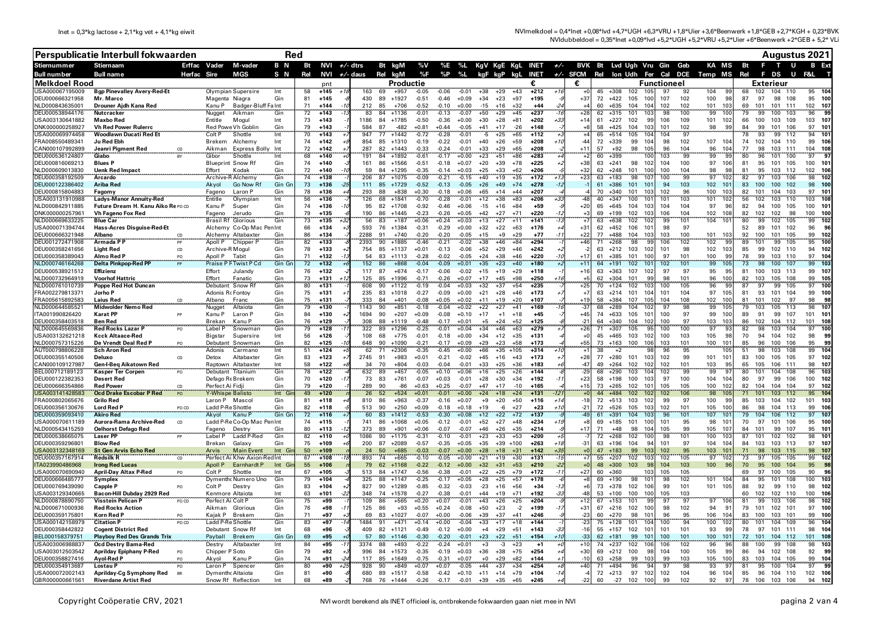Inet = 0,3*kg lactose + 2,1*kg vet + 4,1*kg eiwit

NVImelkdeel = 0,4*Inet +0,08*lvd +4,7*UGH +6,3*VRU +1,8*Uier +3,6*Beenwerk +1,8*GEB +2,7*KGH + 0,23*BVK
NVIdubbeldoel = 0,35*Inet +0,09*lvd +5,2*UGH +5,2*VRU +5,2*Uier +6*Beenwerk +2*GEB + 5,2* VLi

## Perspublicatie Interbull fokwaarden — Red — Augustus 2021

| Stiernummer | Stiernaam | Erffac | Vader | M-vader | B N | Bt | NVI | +/- | dtrs | Bt | kgM | %V | %E | %L | KgV | KgE | KgL | INET | +/- | BVK | Bt | Lvd | Uph | Vru | Gin | Geb | KA | MS | Bt | F | T | U | B | Ext |
|---|---|---|---|---|---|---|---|---|---|---|---|---|---|---|---|---|---|---|---|---|---|---|---|---|---|---|---|---|---|---|---|---|---|---|
| Bull number | Bull name | Herfac | Sire | MGS | S N | Rel | NVI | +/- | daus | Rel | kgM | %F | %P | %L | kgF | kgP | kgL | INET | +/- | SFCM | Rel | lon | Udh | Fer | Cal | DCE | Temp | MS | Rel | F | DS | U | F&L | T |
| **Melkdoel Rood** | | | | | | | pnt | | | | Productie | | | | | | | € | | € | Functioneel | | | | | | | | Exterieur | | | | | |
| USA000067195009 | Bgp Pinevalley Avery-Red-Et | | Olympian | Supersire | Int | 58 | +145 | +18 | 163 | 69 | +957 | -0.05 | -0.06 | -0.01 | +38 | +29 | +43 | +212 | +16 | +0 | 45 | +308 | 102 | 105 | 97 | 92 | 104 | 99 | 68 | 102 | 104 | 110 | 95 | 104 |
| DEU000666321958 | Mr. Marco | | Magenta | Niagra | Gin | 81 | +145 | +8 | 430 | 89 | +1927 | -0.51 | -0.46 | +0.09 | +34 | +23 | +97 | +195 | | +37 | 72 | +422 | 105 | 100 | 107 | 102 | 100 | 98 | 87 | 97 | 98 | 108 | 95 | 100 |
| NLD000843635001 | Drouner Ajdh Kana Red | | Kanu P | Badger-Bluff Fa | Int | 71 | +144 | -10 | 212 | 85 | +706 | -0.52 | -0.10 | +0.00 | -15 | +16 | +32 | +44 | -24 | +4 | 60 | +635 | 104 | 104 | 102 | 102 | 101 | 103 | 69 | 101 | 101 | 111 | 102 | 107 |
| DEU000538944176 | Nutcracker | | Nugget | Aikman | Gin | 72 | +143 | -13 | 83 | 84 | +1136 | -0.01 | -0.13 | -0.07 | +50 | +29 | +45 | +237 | -16 | +28 | 62 | +315 | 101 | 103 | 98 | 100 | 99 | 100 | 79 | 99 | 100 | 103 | 96 | 99 |
| USA003100641882 | Maxbo Red | | Entitle | Mogul | Int | 73 | +143 | -7 | 1186 | 84 | +1785 | -0.50 | -0.36 | +0.00 | +30 | +28 | +81 | +202 | +33 | +14 | 61 | +227 | 102 | 99 | 106 | 109 | 101 | 102 | 66 | 100 | 103 | 109 | 103 | 107 |
| DNK000000258927 | Vh Red Power Rulerrc | | Red Powe | Vh Goblin | Gin | 79 | +143 | -7 | 584 | 87 | -482 | +0.81 | +0.44 | -0.05 | +41 | +17 | -26 | +148 | -7 | +8 | 58 | +425 | 104 | 103 | 101 | 102 | 98 | 99 | 84 | 99 | 101 | 106 | 97 | 101 |
| USA000069974458 | Woodlawn Ducati Red Et | | Colt P | Shottle | Int | 70 | +143 | -7 | 947 | 77 | +1442 | -0.72 | -0.28 | -0.01 | -5 | +25 | +65 | +112 | +3 | +4 | 65 | +514 | 105 | 104 | 104 | 97 | | | 78 | 93 | 99 | 112 | 94 | 101 |
| FRA008550489341 | Ju Red Ebh | | Brekem | Alchemy | Int | 74 | +142 | +9 | 854 | 85 | +1310 | -0.19 | -0.22 | -0.01 | +40 | +26 | +59 | +208 | +10 | -4 | 72 | +339 | 99 | 104 | 98 | 102 | 107 | 104 | 74 | 102 | 104 | 110 | 99 | 106 |
| CAN000107992899 | Jeanri Pigment Red | CD | Aikman | Express Bolly | Int | 72 | +142 | +7 | 287 | 82 | +1443 | -0.33 | -0.24 | -0.01 | +33 | +29 | +65 | +208 | | +11 | 57 | +92 | 98 | 105 | 96 | 104 | 96 | 104 | 77 | 98 | 103 | 111 | 104 | 108 |
| DEU000536124807 | Giabo | BY | Gibor | Shottle | Int | 68 | +140 | +0 | 191 | 84 | +1892 | -0.61 | -0.17 | +0.00 | +23 | +51 | +86 | +283 | +4 | +2 | 60 | +399 | | 100 | 103 | 99 | 99 | 99 | 80 | 96 | 101 | 100 | 97 | 97 |
| DEU000816069213 | Blues P | | Blueprint | Snow Rf | Gin | 74 | +140 | | 161 | 86 | +1566 | -0.51 | -0.18 | +0.07 | +20 | +39 | +78 | +225 | +2 | +38 | 63 | +241 | 98 | 102 | 104 | 100 | 97 | 106 | 81 | 95 | 101 | 105 | 100 | 101 |
| NLD000609013830 | Uenk Red Impact | | Effort | Kodak | Gin | 72 | +140 | -10 | 59 | 84 | +1295 | -0.35 | -0.14 | +0.03 | +25 | +33 | +62 | +206 | | +32 | 62 | +248 | 101 | 100 | 100 | 104 | 98 | 98 | 81 | 95 | 103 | 112 | 102 | 106 |
| DEU000358192509 | Arcardo | | Archive-R | Alchemy | Gin | 74 | +138 | | 206 | 87 | +1075 | -0.09 | -0.21 | -0.15 | +40 | +19 | +35 | +172 | +13 | +23 | 63 | +183 | 98 | 107 | 100 | 99 | 97 | 102 | 82 | 97 | 103 | 106 | 98 | 102 |
| DEU000122386402 | Ariba Red | | Akyol | Go Now Rf | Gin Gn | 73 | +136 | -25 | 111 | 85 | +1729 | -0.52 | -0.13 | -0.05 | +26 | +49 | +74 | +278 | -12 | -1 | 61 | +386 | 101 | 101 | 94 | 103 | 102 | 101 | 83 | 100 | 100 | 102 | 98 | 100 |
| DEU000815804883 | Fagomy | | Fageno | Laron P | Gin | 78 | +136 | +4 | 293 | 88 | +838 | +0.30 | -0.18 | +0.06 | +65 | +14 | +44 | +207 | -1 | -4 | 70 | +340 | 101 | 103 | 102 | 96 | 100 | 103 | 82 | 101 | 104 | 103 | 97 | 101 |
| USA003131910988 | Ladys-Manor Annuity-Red | | Entitle | Olympian | Int | 56 | +136 | | 126 | 68 | +1841 | -0.70 | -0.28 | -0.01 | +12 | +38 | +83 | +206 | +33 | -48 | 40 | +347 | 100 | 101 | 101 | 103 | 101 | 102 | 56 | 102 | 103 | 110 | 103 | 108 |
| NLD000842911885 | Future Dream H. Kanu Aiko Re | PO CD | Kanu P | Super | Gin | 74 | +136 | -10 | 95 | 82 | +1708 | -0.92 | -0.46 | +0.06 | -15 | +16 | +84 | +59 | -4 | +20 | 65 | +645 | 104 | 103 | 104 | 104 | 97 | 96 | 82 | 94 | 100 | 105 | 100 | 101 |
| DNK000000257961 | Vh Fageno Fox Red | | Fageno | Jerudo | Gin | 79 | +135 | -6 | 190 | 86 | +1445 | -0.23 | -0.26 | +0.05 | +42 | +27 | +71 | +220 | -12 | +3 | 69 | +199 | 102 | 103 | 106 | 104 | 102 | 108 | 82 | 102 | 102 | 98 | 100 | 100 |
| NLD000669633225 | Blue Car | | Brasil Rf | Glorious | Gin | 73 | +135 | +32 | 56 | 83 | +187 | +0.06 | +0.24 | +0.03 | +13 | +27 | +11 | +141 | -13 | +7 | 63 | +638 | 102 | 102 | 99 | 101 | 104 | 101 | 80 | 99 | 102 | 105 | 99 | 102 |
| USA000071394744 | Hass-Acres Disguise-Red-Et | | Alchemy | Co-Op Mac Pen | Int | 66 | +134 | +3 | 593 | 76 | +1384 | -0.31 | -0.29 | +0.00 | +32 | +22 | +63 | +176 | +4 | +31 | 62 | +452 | 106 | 101 | 98 | 97 | | | 52 | 89 | 101 | 102 | 96 | 96 |
| DEU000666321948 | Albano | CD | Alchemy | Altabaxter | Gin | 86 | +134 | +9 | 2288 | 91 | +740 | -0.20 | -0.20 | -0.05 | +15 | +9 | +29 | +77 | -11 | +22 | 77 | +488 | 104 | 103 | 103 | 100 | 101 | 103 | 92 | 100 | 101 | 105 | 99 | 102 |
| DEU001272471908 | Armada P P | PP | Apoll P | Chipper P | Gin | 82 | +133 | -3 | 2393 | 90 | +1885 | -0.46 | -0.21 | -0.02 | +38 | +46 | +84 | +294 | | +46 | 71 | +268 | 98 | 99 | 106 | 102 | 102 | 99 | 89 | 101 | 99 | 105 | 95 | 100 |
| DEU000358241656 | Light Red | CD | Archive-R | Mogul | Gin | 78 | +133 | +2 | 754 | 85 | +1137 | +0.01 | -0.13 | -0.06 | +52 | +29 | +46 | +242 | +2 | -2 | 63 | +212 | 103 | 102 | 101 | 98 | 102 | 103 | 85 | 99 | 102 | 110 | 94 | 102 |
| DEU000358389043 | Almo Red P | PO | Apoll P | Tabit | Gin | 71 | +132 | -13 | 54 | 83 | +1113 | -0.28 | -0.02 | -0.05 | +24 | +38 | +46 | +220 | -10 | +17 | 61 | +385 | 101 | 100 | 97 | 101 | 100 | 99 | 78 | 99 | 103 | 110 | 97 | 104 |
| NLD000746164268 | Delta Pinkpop-Red PP | PP | Praise P F | Twist P Cd | Gin Gn | 72 | +132 | +6 | 152 | 86 | +868 | -0.04 | -0.09 | +0.01 | +35 | +23 | +40 | +180 | +2 | +11 | 64 | +191 | 102 | 101 | 102 | 101 | 99 | 105 | 73 | 98 | 100 | 107 | 99 | 103 |
| DEU000538921512 | Effizienz | | Effort | Julandy | Gin | 76 | +132 | | 117 | 87 | +674 | -0.17 | -0.06 | -0.02 | +15 | +19 | +29 | +118 | | +16 | 63 | +363 | 107 | 102 | 97 | 97 | 95 | 95 | 81 | 100 | 103 | 113 | 99 | 107 |
| NLD000732964919 | Voorhof Hattric | | Effort | Fanatic | Gin | 73 | +131 | +12 | 125 | 85 | +1996 | -0.71 | -0.26 | +0.07 | +17 | +45 | +98 | +250 | +16 | +5 | 62 | +304 | 101 | 99 | 98 | 101 | 96 | 100 | 82 | 103 | 105 | 108 | 99 | 105 |
| DEU000761010739 | Poppe Red Hot Duncan | | Debutant | Snow Rf | Gin | 80 | +131 | | 608 | 90 | +1122 | -0.19 | -0.04 | +0.03 | +32 | +37 | +54 | +235 | | +25 | 70 | +124 | 102 | 103 | 100 | 105 | 96 | 99 | 87 | 97 | 99 | 105 | 97 | 100 |
| FRA002279813371 | Jorho P | | Adonis Rc | Fontoy | Gin | 75 | +131 | +7 | 235 | 83 | +1018 | -0.27 | -0.09 | +0.00 | +21 | +28 | +46 | +173 | +7 | +7 | 63 | +214 | 101 | 104 | 101 | 104 | 97 | 105 | 81 | 93 | 101 | 104 | 99 | 100 |
| FRA005615892583 | Laius Red | CD | Albano | Franc | Gin | 75 | +131 | -7 | 333 | 84 | +401 | -0.08 | +0.05 | -0.02 | +11 | +19 | +20 | +107 | -1 | +19 | 58 | +384 | 107 | 105 | 104 | 108 | 102 | 100 | 81 | 101 | 102 | 97 | 98 | 98 |
| NLD000644585521 | Midwolder Nemo Red | | Nugget | Altaiota | Gin | 79 | +130 | -7 | 1143 | 90 | +851 | -0.18 | -0.04 | +0.02 | +22 | +27 | +41 | +169 | -16 | -37 | 68 | +289 | 104 | 102 | 97 | 98 | 99 | 105 | 79 | 103 | 105 | 113 | 98 | 107 |
| ITA001990826420 | Karat PP | PP | Kanu P | Laron P | Gin | 84 | +130 | +2 | 1694 | 90 | +207 | +0.09 | -0.08 | +0.10 | +17 | +1 | +18 | +45 | -7 | +45 | 74 | +633 | 105 | 101 | 100 | 97 | 99 | 100 | 89 | 91 | 99 | 107 | 101 | 101 |
| DEU000358403518 | Ben Red | | Brekem | Kanu P | Gin | 76 | +129 | | 308 | 88 | +1119 | -0.48 | -0.17 | +0.01 | +5 | +24 | +52 | +125 | -8 | -21 | 64 | +340 | 104 | 102 | 100 | 97 | 103 | 103 | 86 | 102 | 104 | 112 | 101 | 108 |
| NLD000645569836 | Red Rocks Lazar P | PO | Label P | Snowman | Gin | 79 | +128 | -11 | 322 | 89 | +1296 | -0.25 | -0.01 | +0.04 | +34 | +46 | +63 | +279 | +7 | +26 | 71 | +307 | 105 | 95 | 100 | 100 | 97 | 93 | 82 | 98 | 103 | 104 | 97 | 100 |
| USA003126214218 | Kcck Altaace-Red | | Bigstar | Supersire | Int | 56 | +126 | -2 | 108 | 68 | +775 | -0.01 | -0.18 | +0.00 | +34 | +12 | +35 | +131 | | +0 | 45 | +465 | 103 | 102 | 100 | 103 | 105 | 98 | 70 | 94 | 104 | 102 | 98 | 99 |
| NLD000757315226 | De Vrendt Deal Red P | PO | Debutant | Snowman | Gin | 82 | +125 | +6 | 648 | 90 | +1090 | -0.21 | -0.17 | +0.09 | +29 | +23 | +58 | +173 | +4 | +55 | 73 | +163 | 100 | 106 | 103 | 101 | 100 | 101 | 85 | 96 | 100 | 106 | 95 | 99 |
| AUT000798806228 | Sch Aron Red | | Adonis | Carmano | Int | 51 | +124 | +5 | 62 | 71 | +2306 | -0.35 | -0.45 | +0.00 | +66 | +35 | +105 | +314 | +10 | +1 | 38 | +2 | | 98 | 96 | 95 | | 105 | 51 | 98 | 103 | 108 | 99 | 104 |
| DEU000355140506 | Deluxo | CD | Detox | Altabaxter | Gin | 83 | +123 | +7 | 2745 | 91 | +983 | +0.01 | -0.21 | -0.02 | +45 | +16 | +43 | +173 | +7 | +28 | 77 | +280 | 101 | 103 | 102 | 99 | 101 | 101 | 83 | 100 | 105 | 105 | 97 | 102 |
| CAN000109127987 | Gen-I-Beq Aikatown Red | | Raptown | Altabaxter | Int | 58 | +122 | +8 | 34 | 70 | +804 | -0.03 | -0.04 | -0.01 | +33 | +25 | +36 | +183 | +6 | -47 | 49 | +264 | 102 | 102 | 102 | 101 | 103 | 95 | 65 | 105 | 106 | 111 | 98 | 107 |
| BEL000712189123 | Kasper Ter Corpen | PO | Debutant | Titanium | Gin | 78 | +122 | +6 | 632 | 89 | +457 | -0.05 | +0.10 | +0.06 | +16 | +25 | +26 | +144 | -8 | -29 | 68 | +290 | 103 | 104 | 102 | 99 | 99 | 97 | 80 | 101 | 104 | 108 | 96 | 103 |
| DEU000122382353 | Desert Red | | Defago Re | Brekem | Gin | 70 | +120 | -17 | 73 | 83 | +761 | -0.07 | +0.03 | -0.01 | +28 | +30 | +34 | +192 | -11 | +23 | 58 | +198 | 100 | 103 | 97 | 100 | 104 | 104 | 80 | 97 | 99 | 106 | 100 | 102 |
| DEU000666354866 | Red Power | CD | Perfect Ai | Tigli | Gin | 79 | +120 | -7 | 289 | 90 | -86 | +0.63 | +0.25 | -0.07 | +47 | +17 | -10 | +165 | -4 | +15 | 73 | +265 | 102 | 101 | 105 | 105 | 100 | 102 | 82 | 104 | 104 | 104 | 97 | 102 |
| USA003141428583 | Ocd Drake Escobar P Red | PO | Y-Whispe | Balisto | Int Gin | 49 | +120 | | 26 | 52 | +524 | +0.01 | -0.01 | +0.00 | +24 | +18 | +24 | +131 | -12 | +0 | 44 | +484 | 102 | 102 | 102 | 106 | 98 | 105 | 71 | 101 | 103 | 112 | 95 | 104 |
| FRA000802065676 | Grilo Red | | Laron P | Mascol | Gin | 81 | +118 | +4 | 810 | 86 | +963 | -0.37 | -0.16 | +0.07 | +9 | +20 | +50 | +116 | +4 | -18 | 72 | +513 | 103 | 102 | 99 | 97 | 100 | 99 | 85 | 103 | 104 | 102 | 101 | 103 |
| DEU000356130676 | Lord Red P | PO CD | Ladd P-Re | Shottle | Gin | 82 | +118 | +8 | 513 | 90 | +250 | +0.09 | -0.18 | +0.18 | +19 | -6 | +27 | +23 | +10 | -21 | 72 | +526 | 105 | 103 | 102 | 101 | 105 | 100 | 86 | 98 | 104 | 113 | 99 | 106 |
| DEU000359093410 | Akiro Red | | Akyol | Kanu P | Gin Gn | 72 | +116 | +7 | 60 | 83 | +1412 | -0.53 | -0.30 | +0.08 | +12 | +22 | +72 | +137 | -7 | -49 | 61 | +391 | 104 | 103 | 96 | 101 | 107 | 101 | 79 | 104 | 106 | 112 | 97 | 107 |
| USA000070611189 | Aurora-Farma Archive-Red | CD | Ladd P-Re | Co-Op Mac Pen | Int | 74 | +115 | -7 | 741 | 86 | +1068 | +0.05 | -0.12 | -0.01 | +52 | +27 | +48 | +234 | +19 | +8 | 69 | +185 | 101 | 100 | 101 | 95 | 98 | 101 | 70 | 97 | 101 | 106 | 95 | 100 |
| NLD000543415259 | Oelhorst Defago Red | | Fageno | Destry | Gin | 80 | +113 | -12 | 373 | 89 | +901 | +0.06 | -0.07 | -0.07 | +46 | +26 | +35 | +214 | -9 | +17 | 71 | +48 | 98 | 104 | 105 | 99 | 105 | 107 | 84 | 101 | 99 | 107 | 95 | 101 |
| DEU000538665075 | Laser PP | PP | Label P | Ladd P-Red | Gin | 80 | +113 | -9 | 1086 | 90 | +1175 | -0.31 | -0.10 | -0.01 | +23 | +33 | +53 | +200 | +5 | -7 | 72 | +268 | 102 | 100 | 98 | 101 | 100 | 103 | 87 | 101 | 102 | 102 | 98 | 101 |
| DEU000359296801 | Blow Red | | Brekam | Galaxy | Gin | 75 | +109 | +6 | 200 | 87 | +2089 | -0.57 | -0.35 | -0.05 | +35 | +39 | +100 | +263 | +18 | -31 | 63 | +196 | 104 | 94 | 101 | 97 | 104 | 104 | 84 | 103 | 103 | 113 | 97 | 107 |
| USA003132348169 | St Gen Arvis Echo Red | | Arvis | Main Event | Int Gin | 50 | +109 | | 24 | 50 | +685 | -0.03 | -0.07 | +0.00 | +28 | +18 | +31 | +142 | +25 | +0 | 47 | +183 | 99 | 103 | 102 | 95 | 103 | 101 | 71 | 98 | 103 | 115 | 98 | 107 |
| DEU000357167914 | Redsilk R | CD | Perfect Ai | Khw Axion-Red | Int | 67 | +108 | -18 | 893 | 74 | +665 | -0.10 | -0.05 | +0.00 | +21 | +19 | +30 | +131 | -15 | +7 | 55 | +207 | 102 | 103 | 102 | 105 | 97 | 102 | 73 | 97 | 105 | 105 | 99 | 102 |
| ITA023990486968 | Irong Red Lucas | | Apoll P | Earnhardt P | Int Gin | 55 | +106 | | 79 | 62 | +1168 | -0.22 | -0.12 | +0.00 | +32 | +31 | +53 | +210 | -22 | +0 | 48 | +300 | 103 | 98 | 104 | 102 | 100 | 96 | 70 | 95 | 100 | 104 | 95 | 98 |
| USA000070690940 | April-Day Altax P-Red | PO | Colt P | Shottle | Int | 67 | +105 | -3 | 513 | 84 | +1747 | -0.56 | -0.38 | -0.01 | +22 | +25 | +79 | +172 | -11 | +27 | 60 | +360 | | 103 | 105 | 105 | | | 69 | 97 | 100 | 105 | 90 | 96 |
| DEU000666485777 | Symplex | | Dymentho | Numero Uno | Gin | 79 | +104 | -3 | 325 | 88 | +1147 | -0.25 | -0.17 | +0.05 | +28 | +25 | +57 | +178 | -6 | +8 | 69 | +190 | 98 | 101 | 98 | 102 | 101 | 104 | 84 | 95 | 101 | 108 | 100 | 103 |
| DEU000769439090 | Capple P | PO | Colt P | Destry | Gin | 83 | +104 | +4 | 827 | 90 | +1289 | -0.85 | -0.32 | -0.03 | -23 | +16 | +56 | +34 | -13 | +6 | 73 | +378 | 102 | 106 | 99 | 101 | 101 | 105 | 88 | 92 | 99 | 110 | 98 | 102 |
| USA003129340665 | Bacon-Hill Dubday 2929 Red | | Kenmore | Altaiota | Int | 63 | +101 | -2 | 348 | 74 | +1578 | -0.27 | -0.38 | -0.01 | +44 | +19 | +71 | +192 | -33 | -48 | 53 | +100 | 100 | 100 | 105 | 103 | | | 60 | 102 | 102 | 110 | 100 | 106 |
| NLD000878890750 | Visstein Pelican P | PO CD | Perfect Ai | Colt P | Gin | 75 | +99 | -7 | 109 | 86 | +565 | +0.20 | +0.07 | -0.01 | +43 | +26 | +25 | +204 | -7 | +12 | 67 | +153 | 101 | 99 | 97 | 97 | 97 | 106 | 81 | 99 | 103 | 106 | 98 | 102 |
| NLD000671000936 | Red Rocks Action | | Aikman | Glorious | Gin | 76 | +98 | -11 | 125 | 86 | +93 | +0.55 | +0.24 | -0.08 | +50 | +23 | -2 | +199 | -17 | +31 | 67 | +216 | 102 | 100 | 98 | 102 | 94 | 91 | 79 | 101 | 102 | 101 | 97 | 101 |
| DEU000359175801 | Korn Red P | PO | Kajak P | Brekem | Gin | 71 | +97 | +3 | 69 | 83 | +1027 | -0.07 | +0.00 | -0.06 | +39 | +37 | +41 | +246 | -9 | -23 | 60 | +270 | 98 | 101 | 96 | 95 | 106 | 104 | 83 | 100 | 103 | 101 | 99 | 100 |
| USA000142158979 | Citation P | PO CD | Ladd P-Re | Shottle | Int | 83 | +97 | -14 | 1484 | 91 | +471 | +0.14 | +0.00 | -0.04 | +33 | +17 | +18 | +144 | -1 | -23 | 75 | +128 | 101 | 104 | 100 | 94 | 100 | 102 | 80 | 101 | 104 | 109 | 96 | 104 |
| DEU000358442822 | Cogent District Red | | Debutant | Snow Rf | Int | 68 | +96 | | 409 | 82 | +1121 | -0.49 | -0.12 | +0.00 | +4 | +29 | +51 | +143 | -33 | -16 | 55 | +157 | 102 | 101 | 101 | 101 | 93 | 99 | 78 | 97 | 101 | 111 | 97 | 101 |
| BEL000158379751 | Playboy Red Des Grands Trix | | Payball | Brekem | Gin Gn | 69 | +95 | +4 | 57 | 80 | +1146 | -0.30 | -0.20 | -0.01 | +23 | +22 | +51 | +154 | +10 | -33 | 62 | +181 | 99 | 101 | 100 | 101 | 100 | 101 | 72 | 101 | 104 | 112 | 101 | 107 |
| USA003006988837 | Ocd Destry Bama-Red | | Destry | Altabaxter | Int | 84 | +95 | -11 | 3374 | 88 | +493 | -0.22 | -0.24 | +0.01 | +3 | -3 | +23 | +1 | +0 | +10 | 74 | +237 | 102 | 106 | 106 | 102 | 96 | 96 | 88 | 100 | 99 | 108 | 98 | 103 |
| USA003012503542 | Aprilday Epiphany P-Red | PO | Chipper P | Soto | Gin | 79 | +92 | -9 | 996 | 84 | +1573 | -0.35 | -0.19 | +0.03 | +36 | +38 | +75 | +254 | | +30 | 69 | +212 | 100 | 98 | 104 | 100 | 105 | 99 | 86 | 94 | 102 | 108 | 92 | 99 |
| DEU000358827416 | Ayol-Red P | PO | Akyol | Kanu P | Gin | 74 | +91 | -24 | 117 | 85 | +1649 | -0.75 | -0.31 | +0.07 | +0 | +29 | +82 | +144 | +1 | -10 | 63 | +258 | 99 | 103 | 99 | 103 | 105 | 100 | 83 | 103 | 104 | 105 | 97 | 103 |
| DEU000354913687 | Lostau P | PO | Laron P | Spencer | Gin | 80 | +90 | +25 | 928 | 90 | +849 | +0.07 | +0.07 | -0.05 | +44 | +37 | +34 | +254 | +8 | +40 | 71 | +494 | 96 | 94 | 97 | 98 | 93 | 97 | 81 | 95 | 100 | 104 | 97 | 99 |
| USA000072002143 | Aprilday-Cg Symphony Red | BR | Dymentho | Altaiota | Gin | 81 | +90 | -9 | 680 | 89 | +1517 | -0.58 | -0.42 | +0.10 | +11 | +14 | +79 | +104 | -14 | -4 | 72 | +213 | 97 | 102 | 102 | 104 | 96 | 104 | 85 | 96 | 104 | 110 | 96 | 102 |
| GBR000000661561 | Riverdane Artist Red | | Snow Rf | Reflection | Int | 68 | +89 | | 768 | 76 | +1446 | -0.26 | -0.17 | -0.01 | +39 | +35 | +65 | +245 | +4 | -22 | 60 | -27 | 102 | 100 | 99 | 102 | 92 | 97 | 78 | 106 | 103 | 106 | 94 | 102 |

NVI wordt berekend als INET officieel is, ontbrekende fokwaarden gaan niet mee in NVI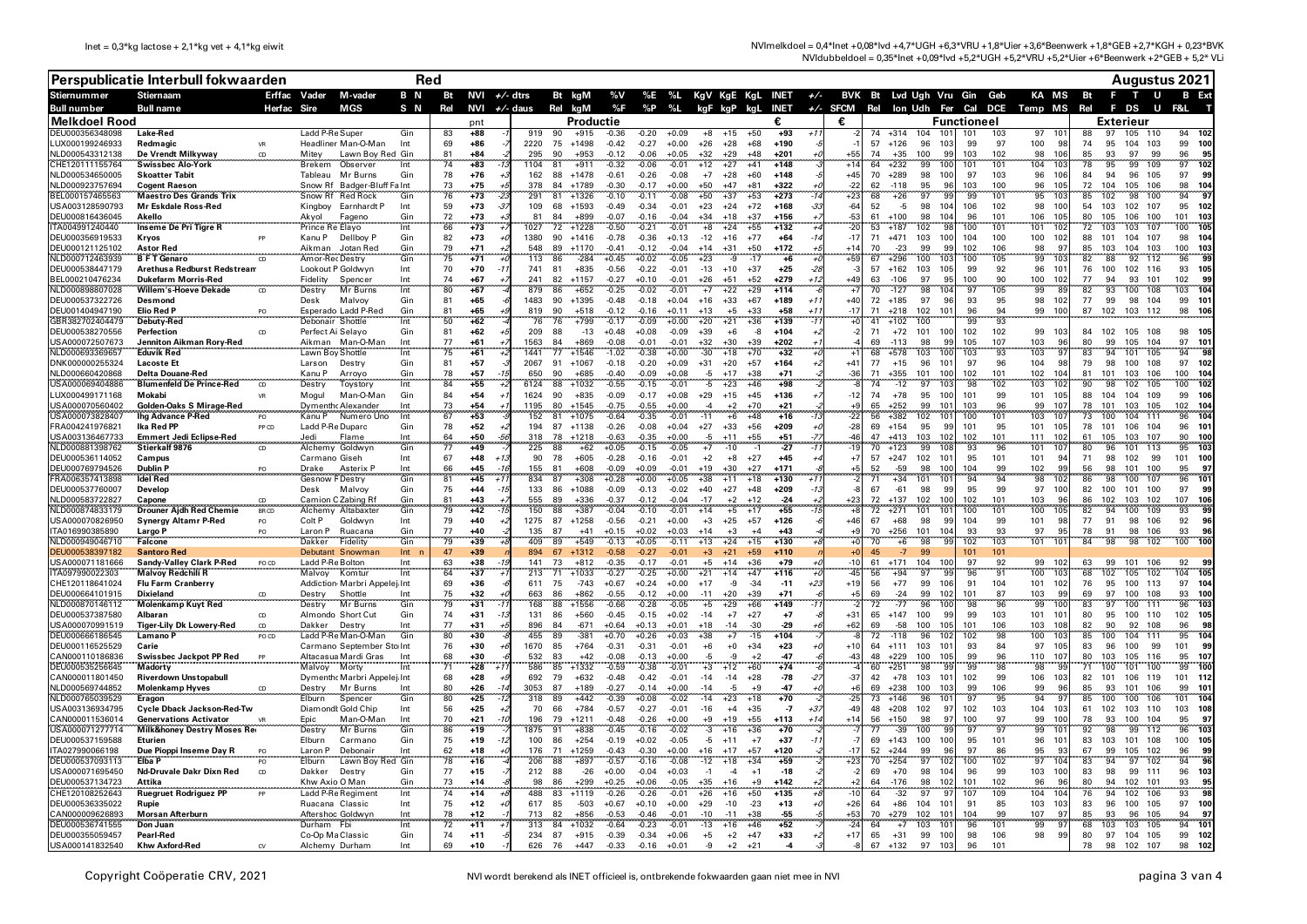Inet = 0,3*kg lactose + 2,1*kg vet + 4,1*kg eiwit

NVImelkdoel = 0,4*Inet +0,08*lvd +4,7*UGH +6,3*VRU +1,8*Uier +3,6*Beenwerk +1,8*GEB +2,7*KGH + 0,23*BVK
NVIdubbeldoel = 0,35*Inet +0,09*lvd +5,2*UGH +5,2*VRU +5,2*Uier +6*Beenwerk +2*GEB + 5,2* VLi

# Perspublicatie Interbull fokwaarden — Red — Augustus 2021

| Stiernummer | Stiernaam | Erffac | Vader | M-vader | B N | Bt | NVI | +/- | dtrs | Bt | kg M | %V | %E | %L | KgV | KgE | KgL | INET | +/- | BVK | Bt | Lvd | Uh | Vru | Gin | Geb | KA | MS | Bt | F | T | U | B | Ext |
|---|---|---|---|---|---|---|---|---|---|---|---|---|---|---|---|---|---|---|---|---|---|---|---|---|---|---|---|---|---|---|---|---|---|---|
| Bull number | Bull name | Herfac | Sire | MGS | S N | Rel | NVI | +/- | daus | Rel | kg M | %F | %P | %L | kgF | kgP | kgL | INET | +/- | SFCM | Rel | lon | Udh | Fer | Cal | DCE | Temp | MS | Rel | F | DS | U | F&L | T |
| **Melkdoel Rood** | | | | | | | pnt | | **Productie** | | | | | | | | | € | | € | **Functioneel** | | | | | | | | **Exterieur** | | | | | |
| NLD000356348098 | Lake-Red | | Ladd P-Re | Super | Gin | 83 | +88 | -1 | 919 | 90 | +915 | -0.36 | -0.20 | +0.09 | +8 | +15 | +50 | +93 | +11 | -2 | 74 | +314 | 104 | 101 | 101 | 103 | 97 | 101 | 88 | 97 | 105 | 110 | 94 | 102 |
| LUX000199246933 | Redmagic | VR | Headliner | Man-O-Man | Int | 69 | +86 | -1 | 2220 | 75 | +1498 | -0.42 | -0.27 | +0.00 | +26 | +28 | +68 | +190 | -5 | -1 | 57 | +126 | 96 | 103 | 99 | 97 | 100 | 98 | 74 | 95 | 104 | 103 | 99 | 100 |
| NLD000543312138 | De Vrendt Milkyway | CD | Mitey | Lawn Boy Red | Gin | 81 | +84 | -2 | 295 | 90 | +953 | -0.12 | -0.06 | +0.05 | +32 | +29 | +48 | +201 | +0 | +55 | 74 | +35 | 100 | 99 | 103 | 102 | 98 | 106 | 85 | 93 | 97 | 99 | 96 | 95 |
| CHE120111155764 | Swissbec Alo-York | | Brekem | Observer | Int | 74 | +83 | -13 | 1104 | 81 | +911 | -0.32 | -0.06 | -0.01 | +12 | +27 | +41 | +148 | -3 | +14 | 64 | +232 | 99 | 100 | 101 | 101 | 104 | 103 | 78 | 95 | 99 | 109 | 97 | 102 |
| NLD000534650005 | Skoatter Tabit | | Tableau | Mr Burns | Gin | 78 | +76 | +3 | 162 | 88 | +1478 | -0.61 | -0.26 | -0.08 | +7 | +28 | +60 | +148 | -5 | +45 | 70 | +289 | 98 | 100 | 97 | 103 | 96 | 106 | 84 | 94 | 96 | 105 | 97 | 99 |
| NLD000923757694 | Cogent Raeson | | Snow Rf | Badger-Bluff Fa | Int | 73 | +75 | +5 | 378 | 84 | +1789 | -0.30 | -0.17 | +0.00 | +50 | +47 | +81 | +322 | +0 | -22 | 62 | -118 | 95 | 96 | 103 | 100 | 96 | 105 | 72 | 104 | 105 | 106 | 98 | 104 |
| BEL000157465563 | Maestro Des Grands Trix | | Snow Rf | Red Rock | Gin | 76 | +73 | -23 | 291 | 81 | +1326 | -0.10 | -0.11 | -0.08 | +50 | +37 | +53 | +273 | -14 | +23 | 68 | +26 | 97 | 99 | 99 | 101 | 95 | 103 | 85 | 102 | 98 | 100 | 94 | 97 |
| USA003128590793 | Mr Eskdale Ross-Red | | Kingboy | Earnhardt P | Int | 59 | +73 | -37 | 109 | 68 | +1593 | -0.49 | -0.34 | -0.01 | +23 | +24 | +72 | +168 | -33 | -64 | 52 | -5 | 98 | 104 | 106 | 102 | 98 | 100 | 54 | 103 | 102 | 107 | 95 | 102 |
| DEU000816436045 | Akello | | Akyol | Fageno | Gin | 72 | +73 | +3 | 81 | 84 | +899 | -0.07 | -0.16 | -0.04 | +34 | +18 | +37 | +156 | +7 | -53 | 61 | +100 | 98 | 104 | 96 | 101 | 106 | 105 | 80 | 105 | 106 | 100 | 101 | 103 |
| ITA004991240440 | Inseme De Pi Tigre R | | Prince Re | Elayo | Int | 66 | +73 | +7 | 1027 | 72 | +1228 | -0.50 | -0.21 | -0.03 | +8 | +24 | +55 | +132 | +4 | -20 | 53 | +187 | 102 | 98 | 100 | 101 | 101 | 102 | 72 | 103 | 103 | 107 | 100 | 105 |
| DEU000356919533 | Kryos | PP | Kanu P | Dellboy P | Gin | 82 | +73 | +0 | 1380 | 90 | +1416 | -0.78 | -0.36 | +0.13 | -12 | +16 | +77 | +64 | -14 | -17 | 71 | +471 | 103 | 100 | 104 | 100 | 100 | 102 | 88 | 101 | 104 | 107 | 98 | 104 |
| DEU000121125102 | Astor Red | | Aikman | Jotan Red | Gin | 79 | +71 | +2 | 548 | 89 | +1170 | -0.41 | -0.12 | -0.04 | +14 | +31 | +50 | +172 | +5 | +14 | 70 | -23 | 99 | 99 | 102 | 106 | 98 | 97 | 85 | 103 | 104 | 103 | 100 | 103 |
| NLD000712463939 | B F T Genaro | CD | Amor-Red | Destry | Gin | 75 | +71 | +0 | 113 | 86 | -284 | +0.45 | +0.02 | -0.05 | +23 | -9 | -17 | +6 | +0 | +59 | 67 | +296 | 100 | 103 | 100 | 105 | 99 | 103 | 82 | 88 | 92 | 112 | 96 | 99 |
| DEU000538447479 | Arethusa Redburst Redstream | | Lookout P | Goldwyn | Int | 70 | +70 | -11 | 741 | 81 | +835 | -0.56 | -0.22 | -0.01 | -13 | +10 | +37 | +25 | -28 | -3 | 57 | +162 | 103 | 105 | 99 | 92 | 96 | 101 | 76 | 100 | 102 | 116 | 93 | 105 |
| BEL000210476234 | Dukefarm Morris-Red | | Fidelity | Spencer | Int | 74 | +67 | +7 | 241 | 82 | +1157 | -0.27 | +0.10 | -0.01 | +26 | +51 | +52 | +279 | +12 | +49 | 63 | -106 | 97 | 95 | 100 | 90 | 100 | 102 | 77 | 94 | 93 | 101 | 102 | 99 |
| NLD000898807028 | Willem's-Hoeve Dekade | CD | Destry | Mr Burns | Gin | 80 | +67 | -4 | 879 | 86 | +652 | -0.25 | -0.02 | -0.01 | +7 | +22 | +29 | +114 | -6 | +7 | 70 | -127 | 98 | 104 | 97 | 105 | 99 | 89 | 82 | 93 | 100 | 108 | 103 | 104 |
| DEU000537322726 | Desmond | | Desk | Malvoy | Gin | 81 | +65 | -4 | 1483 | 90 | +1395 | -0.48 | -0.18 | +0.04 | +16 | +33 | +67 | +189 | +11 | +40 | 72 | +185 | 97 | 96 | 93 | 95 | 98 | 102 | 77 | 99 | 98 | 104 | 99 | 101 |
| DEU001404947190 | Elio Red P | PO | Esperado | Ladd P-Red | Gin | 81 | +65 | +9 | 819 | 90 | +518 | -0.12 | -0.16 | +0.11 | +13 | +5 | +33 | +58 | +11 | -17 | 71 | +218 | 102 | 101 | 96 | 94 | 99 | 100 | 87 | 102 | 103 | 112 | 98 | 106 |
| GBR382702404479 | Debuty-Red | | Debonair | Shottle | Int | 50 | +62 | -4 | 76 | 76 | +799 | -0.17 | -0.09 | +0.00 | +20 | +21 | +36 | +139 | -11 | +0 | 41 | +102 | 100 | | 99 | 93 | | | | | | | | |
| DEU000538270556 | Perfection | CD | Perfect Ai | Selayo | Gin | 81 | +62 | +5 | 209 | 88 | -13 | +0.48 | +0.08 | -0.09 | +39 | +6 | -8 | +104 | +2 | -2 | 71 | +72 | 101 | 100 | 102 | 102 | 99 | 103 | 84 | 102 | 105 | 108 | 98 | 105 |
| USA000072507673 | Jenniton Aikman Rory-Red | | Aikman | Man-O-Man | Int | 77 | +61 | +2 | 1563 | 84 | +869 | -0.08 | -0.01 | -0.01 | +32 | +30 | +39 | +202 | +1 | -4 | 69 | -113 | 98 | 99 | 105 | 107 | 103 | 96 | 80 | 99 | 105 | 104 | 97 | 101 |
| NLD000693369657 | Eduvik Red | | Lawn Boy | Shottle | Int | 75 | +61 | +2 | 1441 | 77 | +1546 | -1.02 | -0.38 | +0.00 | -30 | +18 | +70 | +32 | +2 | +1 | 68 | +578 | 103 | 100 | 103 | 93 | 103 | 97 | 83 | 94 | 101 | 105 | 94 | 98 |
| DNK000000255324 | Lacoste Et | | Larson | Destry | Gin | 81 | +57 | +2 | 2067 | 91 | +1067 | -0.18 | -0.20 | +0.09 | +31 | +20 | +57 | +164 | +2 | +41 | 77 | +15 | 96 | 101 | 97 | 96 | 104 | 98 | 79 | 98 | 100 | 108 | 97 | 102 |
| NLD000604020868 | Delta Douane-Red | | Kanu P | Arroyo | Gin | 78 | +57 | -15 | 650 | 90 | +685 | -0.40 | -0.09 | +0.08 | -5 | +17 | +38 | +71 | -2 | -36 | 71 | +355 | 101 | 100 | 102 | 101 | 102 | 104 | 81 | 101 | 103 | 106 | 100 | 104 |
| USA000069404886 | Blumenfeld De Prince-Red | CD | Destry | Toystory | Int | 84 | +55 | +2 | 6124 | 88 | +1032 | -0.55 | -0.15 | -0.01 | -5 | +23 | +46 | +98 | -2 | -8 | 74 | -12 | 97 | 103 | 98 | 102 | 103 | 102 | 90 | 98 | 102 | 105 | 100 | 102 |
| LUX000499171168 | Mokabi | VR | Mogul | Man-O-Man | Gin | 84 | +54 | +1 | 1624 | 90 | +835 | -0.09 | -0.17 | +0.08 | +29 | +15 | +45 | +136 | +7 | -12 | 74 | +78 | 95 | 100 | 101 | 99 | 101 | 105 | 88 | 104 | 104 | 109 | 99 | 106 |
| USA000070560402 | Golden-Oaks S Mirage-Red | | Dymentho | Alexander | Int | 73 | +54 | +1 | 1195 | 80 | +1545 | -0.75 | -0.55 | +0.00 | -4 | +2 | +70 | +21 | -2 | +9 | 65 | +252 | 99 | 101 | 103 | 96 | 99 | 107 | 78 | 101 | 103 | 105 | 102 | 104 |
| USA000073828407 | Ihg Advance P-Red | PO | Kanu P | Numero Uno | Int | 67 | +53 | -1 | 152 | 81 | +1075 | -0.64 | -0.35 | -0.01 | -11 | +6 | +48 | +16 | -13 | -22 | 56 | +382 | 102 | 101 | 100 | 101 | 103 | 107 | 73 | 100 | 104 | 111 | 96 | 104 |
| FRA004241976821 | Ika Red PP | PP CD | Ladd P-Re | Duparc | Gin | 78 | +52 | +2 | 194 | 87 | +1138 | -0.26 | -0.08 | +0.04 | +27 | +33 | +56 | +209 | +0 | -28 | 69 | +154 | 95 | 99 | 101 | 95 | 101 | 105 | 78 | 101 | 106 | 104 | 96 | 101 |
| USA003136467733 | Emmert Jedi Eclipse-Red | | Jedi | Flame | Int | 64 | +50 | -56 | 318 | 78 | +1218 | -0.63 | -0.35 | +0.00 | -5 | +11 | +55 | +51 | -7 | -46 | 47 | +413 | 103 | 102 | 102 | 101 | 111 | 102 | 61 | 105 | 103 | 107 | 90 | 102 |
| NLD000881398762 | Stierkalf 9876 | CD | Alchemy | Goldwyn | Gin | 77 | +49 | -7 | 225 | 88 | +62 | +0.05 | -0.15 | -0.05 | +7 | -10 | -1 | -27 | -11 | -19 | 70 | +123 | 99 | 108 | 93 | 96 | 101 | 107 | 80 | 96 | 101 | 113 | 95 | 103 |
| DEU000536114052 | Campus | | Carmano | Giseh | Int | 67 | +48 | +13 | 90 | 78 | +605 | -0.28 | -0.16 | -0.01 | +2 | +8 | +27 | +45 | +4 | +7 | 57 | +247 | 102 | 101 | 95 | 101 | 101 | 94 | 71 | 98 | 102 | 99 | 101 | 100 |
| DEU000769794526 | Dublin P | PO | Drake | Asterix P | Int | 66 | +45 | -16 | 155 | 81 | +608 | -0.09 | +0.09 | -0.01 | +19 | +30 | +27 | +171 | -4 | +5 | 52 | -59 | 98 | 100 | 104 | 99 | 102 | 99 | 56 | 98 | 101 | 100 | 95 | 97 |
| FRA006357413898 | Idel Red | | Gesnow F | Destry | Gin | 81 | +45 | +11 | 834 | 87 | +308 | +0.28 | +0.00 | +0.05 | +38 | +11 | +18 | +130 | +11 | -2 | 71 | +34 | 101 | 101 | 94 | 94 | 98 | 102 | 86 | 98 | 100 | 107 | 96 | 101 |
| DEU000537760007 | Develop | | Desk | Malvoy | Gin | 75 | +44 | -15 | 133 | 86 | +1088 | -0.09 | -0.13 | -0.02 | +40 | +27 | +48 | +209 | -13 | -8 | 67 | -61 | 98 | 99 | 95 | 99 | 97 | 100 | 82 | 100 | 101 | 100 | 97 | 99 |
| DEU000583722827 | Capone | CD | Camion C | Zabing Rf | Gin | 81 | +43 | +7 | 555 | 89 | +336 | -0.37 | -0.12 | -0.04 | -17 | +2 | +12 | -24 | +2 | +23 | 72 | +137 | 102 | 100 | 102 | 101 | 103 | 96 | 86 | 102 | 103 | 102 | 107 | 106 |
| NLD000874833179 | Drouner Ajdh Red Chemie | BR CD | Alchemy | Altabaxter | Gin | 79 | +42 | -15 | 150 | 88 | +387 | -0.04 | -0.10 | -0.01 | +14 | +5 | +17 | +55 | -15 | +8 | 72 | +271 | 101 | 101 | 100 | 101 | 100 | 105 | 82 | 94 | 100 | 109 | 93 | 99 |
| USA000070826950 | Synergy Altamr P-Red | PO | Colt P | Goldwyn | Int | 79 | +40 | +2 | 1275 | 87 | +1258 | -0.56 | -0.21 | +0.00 | +3 | +25 | +57 | +126 | -6 | +46 | 67 | +68 | 98 | 99 | 104 | 99 | 101 | 98 | 77 | 91 | 98 | 106 | 92 | 96 |
| ITA016990385890 | Largo P | PO | Laron P | Ruacana | Gin | 77 | +40 | -2 | 135 | 87 | +41 | +0.15 | +0.02 | +0.03 | +14 | +3 | +4 | +43 | -4 | +9 | 70 | +256 | 101 | 104 | 93 | 93 | 97 | 95 | 78 | 91 | 98 | 106 | 93 | 96 |
| NLD000949046710 | Falcone | | Dakker | Fidelity | Gin | 79 | +39 | +8 | 409 | 89 | +549 | -0.13 | +0.05 | -0.11 | +13 | +24 | +15 | +130 | +8 | +0 | 70 | +6 | 98 | 99 | 102 | 103 | 101 | 101 | 84 | 98 | 98 | 102 | 100 | 100 |
| DEU000538397182 | Santoro Red | | Debutant | Snowman | Int n | 47 | +39 | | 894 | 67 | +1312 | -0.58 | -0.27 | -0.01 | +3 | +21 | +59 | +110 | +0 | +0 | 45 | -7 | 99 | | 101 | 101 | | | | | | | | |
| USA000071181666 | Sandy-Valley Clark P-Red | PO CD | Ladd P-Re | Bolton | Int | 63 | +38 | -19 | 141 | 73 | +812 | -0.35 | -0.17 | -0.01 | +5 | +14 | +36 | +76 | +0 | -10 | 61 | +171 | 104 | 100 | 97 | 92 | 99 | 102 | 63 | 99 | 101 | 106 | 92 | 99 |
| ITA097990022303 | Malvoy Redchili R | | Malvoy | Komtur | Int | 64 | +37 | +1 | 213 | 71 | +1033 | -0.27 | -0.25 | +0.00 | +21 | +14 | +47 | +116 | +0 | -45 | 56 | +94 | 97 | 99 | 96 | 91 | 100 | 103 | 68 | 102 | 105 | 102 | 104 | 105 |
| CHE120118641024 | Flu Farm Cranberry | | Addiction | Marbri Appelej | Int | 69 | +36 | -6 | 611 | 75 | -743 | +0.67 | +0.24 | +0.00 | +17 | -9 | -34 | -11 | +23 | +19 | 56 | +77 | 99 | 106 | 91 | 104 | 101 | 102 | 76 | 95 | 100 | 113 | 97 | 104 |
| DEU000664101915 | Dixieland | CD | Destry | Shottle | Int | 79 | +36 | +2 | 663 | 86 | +862 | -0.55 | -0.12 | +0.00 | -11 | +20 | +39 | +71 | -6 | +5 | 69 | -24 | 99 | 102 | 101 | 87 | 103 | 99 | 69 | 97 | 100 | 108 | 93 | 100 |
| NLD000870146112 | Molenkamp Kuyt Red | | Destry | Mr Burns | Gin | 79 | +31 | -11 | 168 | 88 | +1556 | -0.66 | -0.28 | -0.05 | +5 | +29 | +66 | +149 | -11 | -2 | 72 | -77 | 96 | 100 | 98 | 96 | 99 | 100 | 83 | 97 | 100 | 111 | 96 | 103 |
| DEU000537387580 | Albaran | CD | Almondo | Short Cut | Gin | 74 | +31 | -13 | 131 | 86 | +560 | -0.45 | -0.15 | +0.02 | -14 | +7 | +27 | +7 | -4 | +31 | 65 | +147 | 100 | 99 | 99 | 103 | 101 | 101 | 80 | 95 | 100 | 110 | 102 | 105 |
| USA000070991519 | Tiger-Lily Dk Lowery-Red | CD | Dakker | Destry | Int | 77 | +31 | +5 | 896 | 84 | -671 | +0.64 | +0.13 | +0.01 | +18 | -14 | -30 | -29 | +6 | +62 | 69 | -58 | 100 | 105 | 101 | 106 | 103 | 108 | 82 | 90 | 92 | 108 | 96 | 98 |
| DEU000666186545 | Lamano P | PO CD | Ladd P-Re | Man-O-Man | Gin | 80 | +30 | -4 | 455 | 89 | -381 | +0.70 | +0.26 | +0.03 | +38 | +7 | -15 | +104 | -2 | -8 | 72 | -118 | 96 | 102 | 102 | 98 | 100 | 103 | 85 | 100 | 104 | 111 | 95 | 104 |
| DEU000116525529 | Carie | | Carmano | September Sto | Int | 76 | +30 | +6 | 1670 | 85 | +764 | -0.31 | -0.31 | -0.01 | +6 | +0 | +34 | +23 | +0 | +10 | 64 | +111 | 103 | 101 | 93 | 84 | 97 | 105 | 83 | 96 | 100 | 99 | 101 | 99 |
| CAN000010186836 | Swissbec Jackpot PP Red | PP | Ruacana | Mardi Gras | Int | 68 | +30 | +0 | 532 | 83 | +42 | -0.08 | -0.13 | +0.00 | -5 | -9 | +2 | -47 | -6 | -43 | 48 | +229 | 100 | 105 | 99 | 96 | 110 | 107 | 80 | 103 | 105 | 116 | 95 | 107 |
| DEU000535256645 | Madorty | | Malvoy | Morty | Int | 71 | +28 | +11 | 586 | 85 | +1332 | -0.59 | -0.38 | -0.01 | +3 | +12 | +60 | +74 | -6 | -4 | 60 | +251 | 98 | 99 | 99 | 98 | 98 | 99 | 71 | 100 | 101 | 100 | 99 | 100 |
| CAN000011801450 | Riverdown Unstopabull | | Dymentho | Marbri Appelej | Int | 68 | +28 | +9 | 692 | 79 | +632 | -0.48 | -0.42 | -0.01 | -14 | -14 | +28 | -78 | -27 | +37 | 42 | +78 | 103 | 101 | 102 | 99 | 106 | 103 | 82 | 101 | 106 | 119 | 101 | 112 |
| NLD000569744852 | Molenkamp Hyves | CD | Destry | Mr Burns | Gin | 80 | +26 | -14 | 3053 | 87 | +189 | -0.27 | -0.14 | +0.00 | -14 | -5 | +9 | -47 | -6 | +6 | 69 | +238 | 100 | 103 | 99 | 106 | 99 | 96 | 85 | 93 | 101 | 106 | 99 | 101 |
| NLD000765039529 | Eragon | | Elburn | Spencer | Gin | 80 | +25 | -12 | 318 | 89 | +442 | -0.39 | +0.08 | -0.02 | -14 | +23 | +18 | +70 | -2 | -25 | 73 | +146 | 96 | 101 | 97 | 95 | 94 | 97 | 85 | 100 | 100 | 106 | 101 | 104 |
| USA003136934795 | Cycle Dback Jackson-Red-Tw | | Diamondt | Gold Chip | Int | 56 | +25 | +2 | 70 | 66 | +784 | -0.57 | -0.27 | -0.01 | -16 | +4 | +35 | -7 | +37 | -49 | 48 | +208 | 102 | 97 | 102 | 103 | 104 | 103 | 61 | 102 | 103 | 110 | 103 | 108 |
| CAN000011536014 | Generevations Activator | VR | Epic | Man-O-Man | Int | 70 | +21 | +2 | 196 | 79 | +1211 | -0.48 | -0.26 | +0.00 | +9 | +19 | +55 | +113 | +14 | +14 | 56 | +150 | 98 | 97 | 100 | 97 | 99 | 100 | 78 | 93 | 100 | 104 | 95 | 97 |
| USA000071277714 | Milk&honey Destry Moses Re | | Destry | Mr Burns | Gin | 86 | +19 | -7 | 1876 | 91 | +838 | -0.45 | -0.16 | -0.02 | -3 | +16 | +36 | +70 | -2 | -7 | 77 | -39 | 100 | 99 | 97 | 97 | 99 | 101 | 92 | 98 | 99 | 112 | 96 | 103 |
| DEU000537159588 | Eturien | | Elburn | Carmano | Gin | 75 | +19 | -12 | 100 | 86 | +254 | -0.19 | +0.02 | -0.05 | -5 | +11 | +7 | +37 | -11 | -7 | 69 | +143 | 100 | 100 | 95 | 101 | 96 | 101 | 83 | 103 | 101 | 108 | 101 | 104 |
| ITA027990066198 | Due Pioppi Inseme Day R | PO | Laron P | Debonair | Int | 62 | +18 | -6 | 176 | 71 | +1259 | -0.43 | -0.30 | +0.00 | +16 | +17 | +57 | +120 | -1 | -17 | 52 | +244 | 99 | 96 | 97 | 86 | 95 | 93 | 67 | 99 | 105 | 102 | 96 | 99 |
| DEU000537093113 | Elba P | PO | Elburn | Lawn Boy Red | Gin | 78 | +16 | -7 | 206 | 88 | +897 | -0.57 | -0.16 | -0.08 | -12 | +18 | +34 | +59 | -2 | +23 | 70 | +254 | 97 | 102 | 100 | 102 | 97 | 104 | 83 | 94 | 97 | 102 | 94 | 96 |
| USA000071695450 | Nd-Druvale Dakr Dixn Red | CD | Dakker | Destry | Gin | 77 | +15 | -7 | 212 | 88 | -26 | +0.00 | -0.04 | +0.03 | -1 | -4 | +1 | -18 | -2 | +2 | 69 | +70 | 98 | 104 | 96 | 99 | 103 | 100 | 83 | 98 | 99 | 111 | 96 | 103 |
| DEU000537134723 | Attika | | Khw Axio O | Man | Gin | 73 | +14 | +8 | 86 | 86 | +299 | +0.25 | +0.06 | -0.05 | +35 | +16 | +9 | +142 | +2 | +2 | 64 | -176 | 98 | 102 | 101 | 102 | 96 | 96 | 80 | 94 | 102 | 101 | 93 | 95 |
| CHE120108252643 | Ruegruet Rodriguez PP | PP | Ladd P-Re | Regiment | Int | 74 | +14 | +6 | 488 | 83 | +1119 | -0.26 | -0.26 | -0.01 | +26 | +16 | +50 | +135 | +8 | -10 | 64 | -32 | 97 | 97 | 107 | 109 | 104 | 104 | 76 | 94 | 102 | 106 | 93 | 98 |
| DEU000536335022 | Rupie | | Ruacana | Classic | Int | 75 | +12 | +0 | 617 | 85 | -503 | +0.67 | +0.10 | +0.00 | +29 | -10 | -23 | +13 | +0 | +26 | 64 | +86 | 104 | 101 | 91 | 85 | 103 | 103 | 83 | 96 | 100 | 105 | 97 | 100 |
| CAN000009626893 | Morsan Afterburn | | Aftershoc | Goldwyn | Int | 78 | +12 | +2 | 713 | 82 | +856 | -0.53 | -0.46 | -0.01 | -16 | -11 | +38 | -55 | -5 | +53 | 70 | +279 | 102 | 101 | 104 | | 107 | 97 | 85 | 93 | 96 | 105 | 94 | 97 |
| DEU000536741555 | Don Juan | | Durham | Fbi | Int | 72 | +11 | +7 | 313 | 84 | +1032 | -0.64 | -0.23 | -0.01 | -13 | +16 | +46 | +52 | -7 | -24 | 64 | +7 | 103 | 101 | 96 | 101 | 99 | 97 | 68 | 103 | 103 | 105 | 94 | 101 |
| DEU000355059457 | Pearl-Red | | Co-Op Ma | Classic | Gin | 74 | +11 | -5 | 234 | 87 | +915 | -0.39 | -0.34 | +0.06 | +5 | +2 | +47 | +33 | +2 | +17 | 65 | +31 | 99 | 100 | 98 | 106 | 98 | 99 | 80 | 99 | 101 | 103 | 96 | 102 |
| USA000141832540 | Khw Axford-Red | CV | Alchemy | Durham | Int | 69 | +10 | -7 | 626 | 76 | +447 | -0.33 | -0.16 | +0.01 | -9 | +2 | +21 | -4 | -3 | -8 | 67 | +132 | 97 | 103 | 96 | 101 | | | 78 | 98 | 104 | 105 | 98 | 102 |

NVI wordt berekend als INET officieel is, ontbrekende fokwaarden gaan niet mee in NVI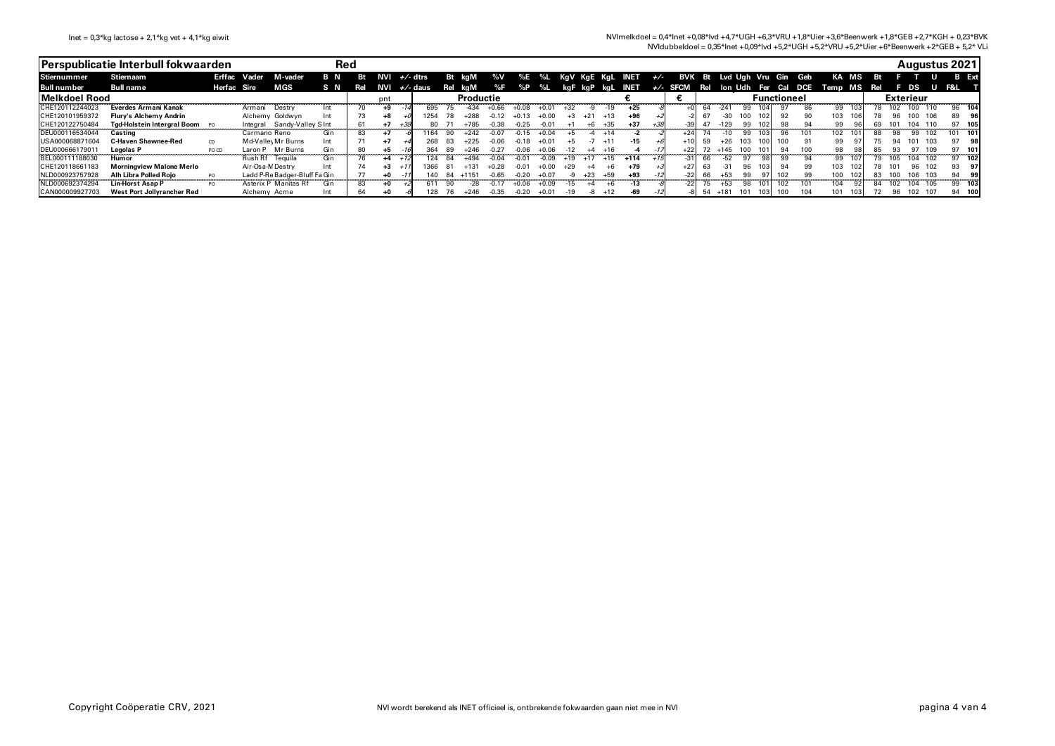Inet = 0,3*kg lactose + 2,1*kg vet + 4,1*kg eiwit

NVImelkdoel = 0,4*Inet +0,08*lvd +4,7*UGH +6,3*VRU +1,8*Uier +3,6*Beenwerk +1,8*GEB +2,7*KGH + 0,23*BVK
NVIdubbeldoel = 0,35*Inet +0,09*lvd +5,2*UGH +5,2*VRU +5,2*Uier +6*Beenwerk +2*GEB + 5,2* VLi

## Perspublicatie Interbull fokwaarden — Red — Augustus 2021

| Stiernummer | Stiernaam | Erffac | Vader | M-vader | B N | Bt | NVI | +/- | dtrs | Bt | kgM | %V | %E | %L | KgV | KgE | KgL | INET | +/- | BVK | Bt | Lvd | Ugh | Vru | Gin | Geb | KA | MS | Bt | F | T | U | B | Ext |
|---|---|---|---|---|---|---|---|---|---|---|---|---|---|---|---|---|---|---|---|---|---|---|---|---|---|---|---|---|---|---|---|---|---|---|
| Bull number | Bull name | Herfac | Sire | MGS | S N | Rel | NVI | +/- | daus | Rel | kgM | %F | %P | %L | kgF | kgP | kgL | INET | +/- | SFCM | Rel | lon | Udh | Fer | Cal | DCE | Temp | MS | Rel | F | DS | U | F&L | T |
| **Melkdoel Rood** | | | | | | | pnt | | | | **Productie** | | | | | | | € | | € | | | | **Functioneel** | | | | | | **Exterieur** | | | | |
| CHE120112244023 | **Everdes Armani Kanak** | | Armani | Destry | Int | 70 | **+9** | -14 | 695 | 75 | -434 | +0.66 | +0.08 | +0.01 | +32 | -9 | -19 | **+25** | -8 | +0 | 64 | -241 | 99 | 104 | 97 | 86 | 99 | 103 | 78 | 102 | 100 | 110 | 96 | **104** |
| CHE120101959372 | **Flury's Alchemy Andrin** | | Alchemy | Goldwyn | Int | 73 | **+8** | +0 | 1254 | 78 | +288 | -0.12 | +0.13 | +0.00 | +3 | +21 | +13 | **+96** | +2 | -2 | 67 | -30 | 100 | 102 | 92 | 90 | 103 | 106 | 78 | 96 | 100 | 106 | 89 | **96** |
| CHE120122750484 | **Tgd-Holstein Intergral Boom** | PO | Integral | Sandy-Valley S | Int | 61 | **+7** | +38 | 80 | 71 | +785 | -0.38 | -0.25 | -0.01 | +1 | +6 | +35 | **+37** | +38 | -39 | 47 | -129 | 99 | 102 | 98 | 94 | 99 | 96 | 69 | 101 | 104 | 110 | 97 | **105** |
| DEU000116534044 | **Casting** | | Carmano | Reno | Gin | 83 | **+7** | -6 | 1164 | 90 | +242 | -0.07 | -0.15 | +0.04 | +5 | -4 | +14 | **-2** | -2 | +24 | 74 | -10 | 99 | 103 | 96 | 101 | 102 | 101 | 88 | 98 | 99 | 102 | 101 | **101** |
| USA000068871604 | **C-Haven Shawnee-Red** | CD | Md-Valley | Mr Burns | Int | 71 | **+7** | +4 | 268 | 83 | +225 | -0.06 | -0.18 | +0.01 | +5 | -7 | +11 | **-15** | +6 | +10 | 59 | +26 | 103 | 100 | 100 | 91 | 99 | 97 | 75 | 94 | 101 | 103 | 97 | **98** |
| DEU000666179011 | **Legolas P** | PO CD | Laron P | Mr Burns | Gin | 80 | **+5** | -16 | 364 | 89 | +246 | -0.27 | -0.06 | +0.06 | -12 | +4 | +16 | **-4** | -17 | +22 | 72 | +145 | 100 | 101 | 94 | 100 | 98 | 98 | 85 | 93 | 97 | 109 | 97 | **101** |
| BEL000111188030 | **Humor** | | Rush Rf | Tequila | Gin | 76 | **+4** | +12 | 124 | 84 | +494 | -0.04 | -0.01 | -0.09 | +19 | +17 | +15 | **+114** | +15 | -31 | 66 | -52 | 97 | 98 | 99 | 94 | 99 | 107 | 79 | 105 | 104 | 102 | 97 | **102** |
| CHE120118661183 | **Morningview Malone Merlo** | | Air-Osa-M | Destry | Int | 74 | **+3** | +11 | 1366 | 81 | +131 | +0.28 | -0.01 | +0.00 | +29 | +4 | +6 | **+79** | +3 | +27 | 63 | -31 | 96 | 103 | 94 | 99 | 103 | 102 | 78 | 101 | 96 | 102 | 93 | **97** |
| NLD000923757928 | **Alh Libra Polled Rojo** | PO | Ladd P-Re | Badger-Bluff Fa | Gin | 77 | **+0** | -11 | 140 | 84 | +1151 | -0.65 | -0.20 | +0.07 | -9 | +23 | +59 | **+93** | -12 | -22 | 66 | +53 | 99 | 97 | 102 | 99 | 100 | 102 | 83 | 100 | 106 | 103 | 94 | **99** |
| NLD000692374294 | **Lin-Horst Asap P** | PO | Asterix P | Manitas Rf | Gin | 83 | **+0** | +2 | 611 | 90 | -28 | -0.17 | +0.06 | +0.09 | -15 | +4 | +6 | **-13** | -8 | -22 | 75 | +53 | 98 | 101 | 102 | 101 | 104 | 92 | 84 | 102 | 104 | 105 | 99 | **103** |
| CAN000009927703 | **West Port Jollyrancher Red** | | Alchemy | Acme | Int | 64 | **+0** | -6 | 128 | 76 | +246 | -0.35 | -0.20 | +0.01 | -19 | -8 | +12 | **-69** | -12 | -8 | 54 | +181 | 101 | 103 | 100 | 104 | 101 | 103 | 72 | 96 | 102 | 107 | 94 | **100** |

Copyright Coöperatie CRV, 2021

NVI wordt berekend als INET officieel is, ontbrekende fokwaarden gaan niet mee in NVI